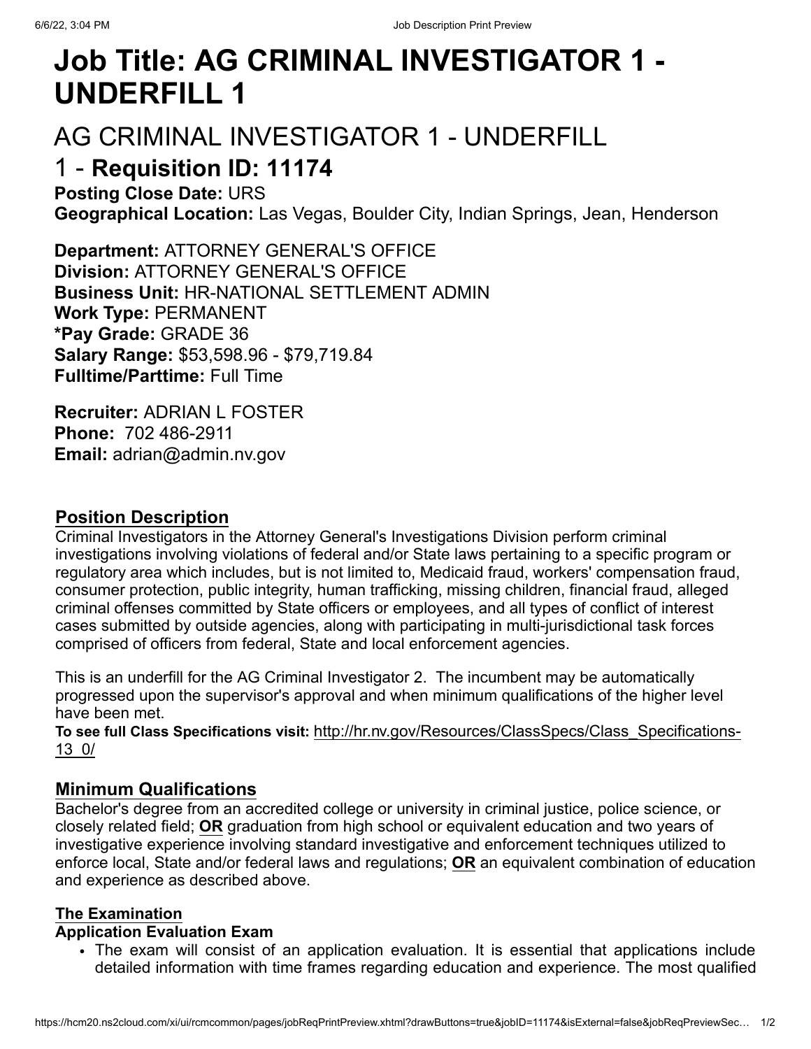# Job Title: AG CRIMINAL INVESTIGATOR 1 - UNDERFILL 1

## AG CRIMINAL INVESTIGATOR 1 - UNDERFILL 1 - **Requisition ID: 11174**

**Posting Close Date:** URS
**Geographical Location:** Las Vegas, Boulder City, Indian Springs, Jean, Henderson

**Department:** ATTORNEY GENERAL'S OFFICE
**Division:** ATTORNEY GENERAL'S OFFICE
**Business Unit:** HR-NATIONAL SETTLEMENT ADMIN
**Work Type:** PERMANENT
***Pay Grade:** GRADE 36
**Salary Range:** $53,598.96 - $79,719.84
**Fulltime/Parttime:** Full Time

**Recruiter:** ADRIAN L FOSTER
**Phone:** 702 486-2911
**Email:** adrian@admin.nv.gov

### Position Description

Criminal Investigators in the Attorney General's Investigations Division perform criminal investigations involving violations of federal and/or State laws pertaining to a specific program or regulatory area which includes, but is not limited to, Medicaid fraud, workers' compensation fraud, consumer protection, public integrity, human trafficking, missing children, financial fraud, alleged criminal offenses committed by State officers or employees, and all types of conflict of interest cases submitted by outside agencies, along with participating in multi-jurisdictional task forces comprised of officers from federal, State and local enforcement agencies.

This is an underfill for the AG Criminal Investigator 2. The incumbent may be automatically progressed upon the supervisor's approval and when minimum qualifications of the higher level have been met.
**To see full Class Specifications visit:** http://hr.nv.gov/Resources/ClassSpecs/Class_Specifications-13_0/

### Minimum Qualifications

Bachelor's degree from an accredited college or university in criminal justice, police science, or closely related field; **OR** graduation from high school or equivalent education and two years of investigative experience involving standard investigative and enforcement techniques utilized to enforce local, State and/or federal laws and regulations; **OR** an equivalent combination of education and experience as described above.

### The Examination

**Application Evaluation Exam**

- The exam will consist of an application evaluation. It is essential that applications include detailed information with time frames regarding education and experience. The most qualified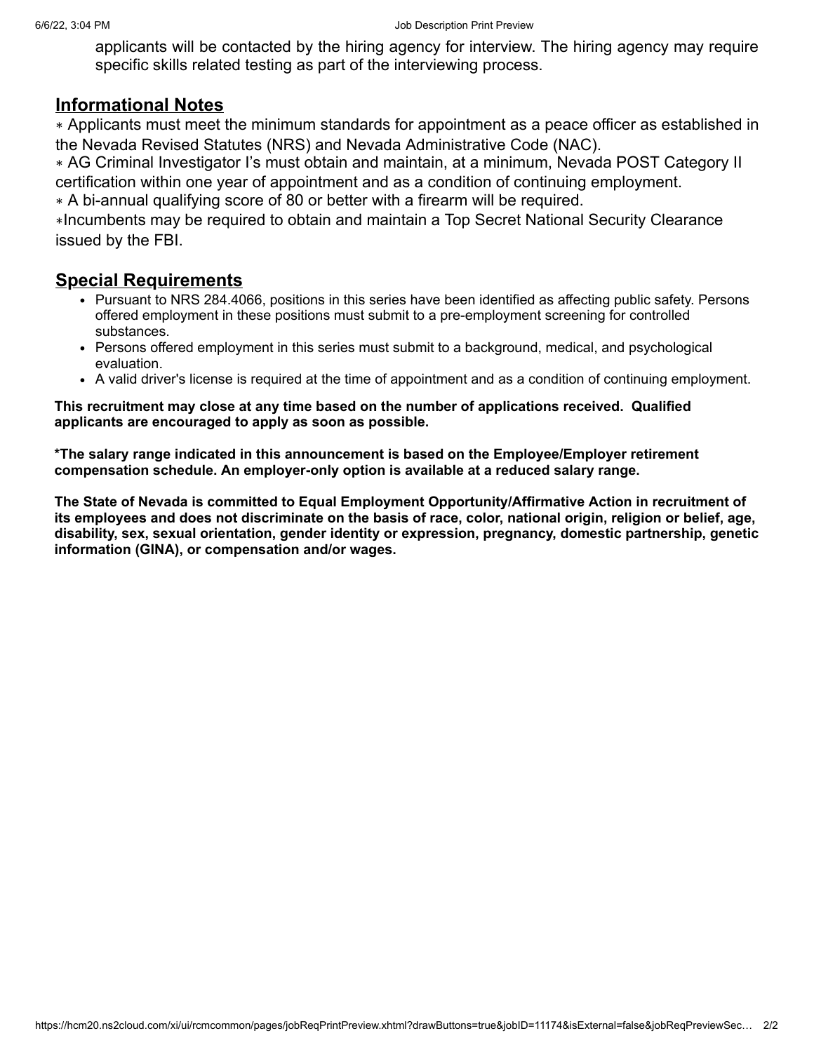applicants will be contacted by the hiring agency for interview. The hiring agency may require specific skills related testing as part of the interviewing process.

## Informational Notes

∗ Applicants must meet the minimum standards for appointment as a peace officer as established in the Nevada Revised Statutes (NRS) and Nevada Administrative Code (NAC).
∗ AG Criminal Investigator I's must obtain and maintain, at a minimum, Nevada POST Category II certification within one year of appointment and as a condition of continuing employment.
∗ A bi-annual qualifying score of 80 or better with a firearm will be required.
∗Incumbents may be required to obtain and maintain a Top Secret National Security Clearance issued by the FBI.

## Special Requirements

- Pursuant to NRS 284.4066, positions in this series have been identified as affecting public safety. Persons offered employment in these positions must submit to a pre-employment screening for controlled substances.
- Persons offered employment in this series must submit to a background, medical, and psychological evaluation.
- A valid driver's license is required at the time of appointment and as a condition of continuing employment.

**This recruitment may close at any time based on the number of applications received. Qualified applicants are encouraged to apply as soon as possible.**

**\*The salary range indicated in this announcement is based on the Employee/Employer retirement compensation schedule. An employer-only option is available at a reduced salary range.**

**The State of Nevada is committed to Equal Employment Opportunity/Affirmative Action in recruitment of its employees and does not discriminate on the basis of race, color, national origin, religion or belief, age, disability, sex, sexual orientation, gender identity or expression, pregnancy, domestic partnership, genetic information (GINA), or compensation and/or wages.**